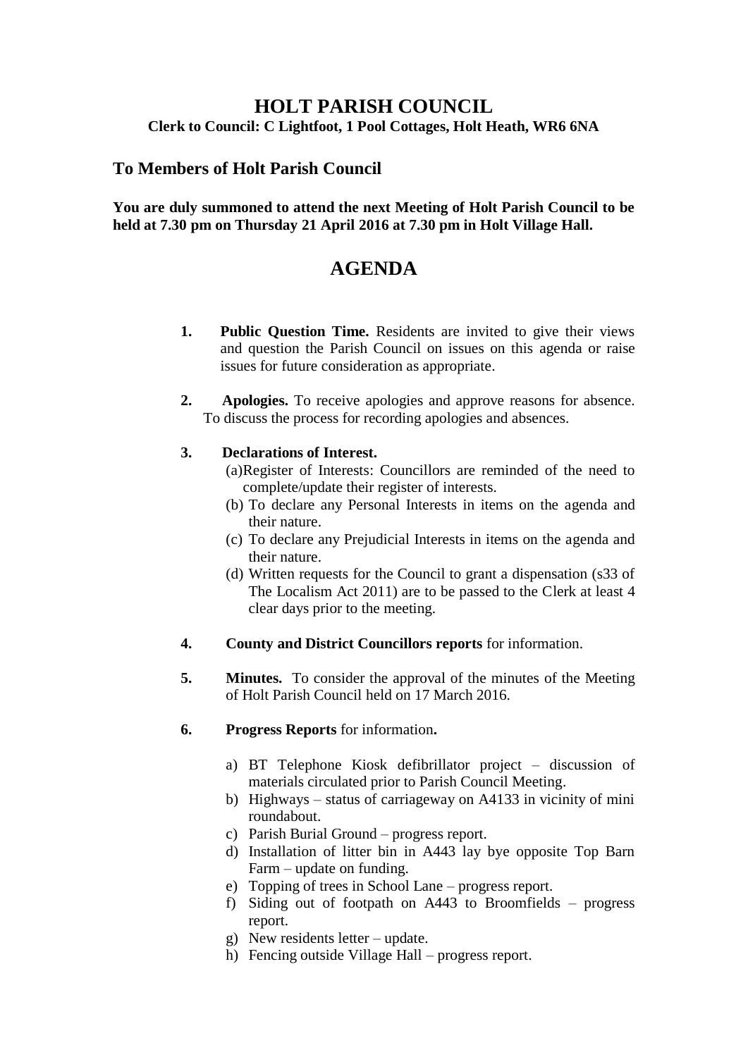# HOLT PARISH COUNCIL

**Clerk to Council: C Lightfoot, 1 Pool Cottages, Holt Heath, WR6 6NA**

## To Members of Holt Parish Council

**You are duly summoned to attend the next Meeting of Holt Parish Council to be held at 7.30 pm on Thursday 21 April 2016 at 7.30 pm in Holt Village Hall.**

# AGENDA

1. **Public Question Time.** Residents are invited to give their views and question the Parish Council on issues on this agenda or raise issues for future consideration as appropriate.

2. **Apologies.** To receive apologies and approve reasons for absence. To discuss the process for recording apologies and absences.

3. **Declarations of Interest.**
   (a) Register of Interests: Councillors are reminded of the need to complete/update their register of interests.
   (b) To declare any Personal Interests in items on the agenda and their nature.
   (c) To declare any Prejudicial Interests in items on the agenda and their nature.
   (d) Written requests for the Council to grant a dispensation (s33 of The Localism Act 2011) are to be passed to the Clerk at least 4 clear days prior to the meeting.

4. **County and District Councillors reports** for information.

5. **Minutes.** To consider the approval of the minutes of the Meeting of Holt Parish Council held on 17 March 2016.

6. **Progress Reports** for information**.**

   a) BT Telephone Kiosk defibrillator project – discussion of materials circulated prior to Parish Council Meeting.
   b) Highways – status of carriageway on A4133 in vicinity of mini roundabout.
   c) Parish Burial Ground – progress report.
   d) Installation of litter bin in A443 lay bye opposite Top Barn Farm – update on funding.
   e) Topping of trees in School Lane – progress report.
   f) Siding out of footpath on A443 to Broomfields – progress report.
   g) New residents letter – update.
   h) Fencing outside Village Hall – progress report.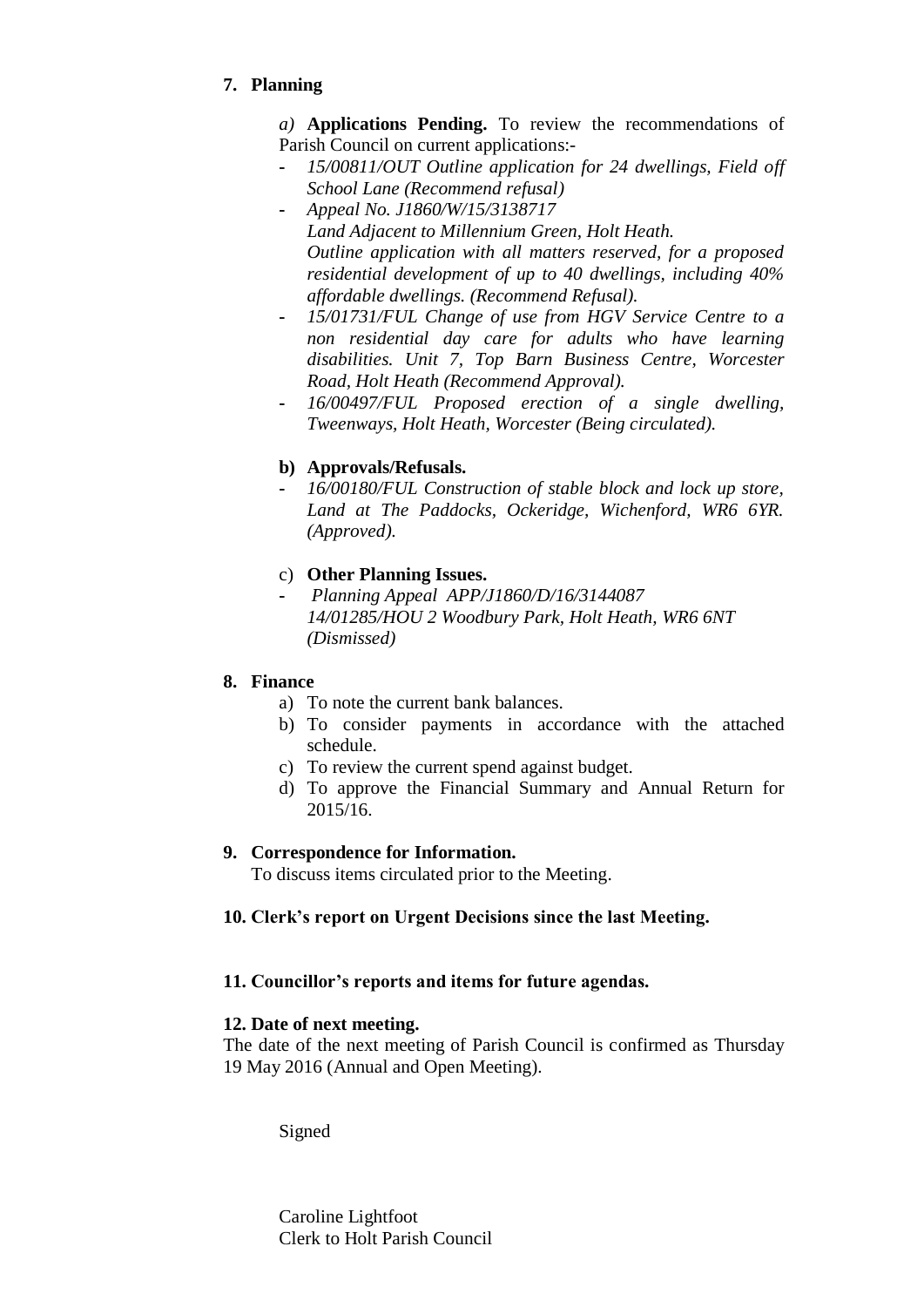## 7. Planning

*a)* **Applications Pending.** To review the recommendations of Parish Council on current applications:-

- *15/00811/OUT Outline application for 24 dwellings, Field off School Lane (Recommend refusal)*
- *Appeal No. J1860/W/15/3138717*
  *Land Adjacent to Millennium Green, Holt Heath.*
  *Outline application with all matters reserved, for a proposed residential development of up to 40 dwellings, including 40% affordable dwellings. (Recommend Refusal).*
- *15/01731/FUL Change of use from HGV Service Centre to a non residential day care for adults who have learning disabilities. Unit 7, Top Barn Business Centre, Worcester Road, Holt Heath (Recommend Approval).*
- *16/00497/FUL Proposed erection of a single dwelling, Tweenways, Holt Heath, Worcester (Being circulated).*

**b) Approvals/Refusals.**

- *16/00180/FUL Construction of stable block and lock up store, Land at The Paddocks, Ockeridge, Wichenford, WR6 6YR. (Approved).*

c) **Other Planning Issues.**

- *Planning Appeal APP/J1860/D/16/3144087*
  *14/01285/HOU 2 Woodbury Park, Holt Heath, WR6 6NT (Dismissed)*

## 8. Finance

a) To note the current bank balances.
b) To consider payments in accordance with the attached schedule.
c) To review the current spend against budget.
d) To approve the Financial Summary and Annual Return for 2015/16.

## 9. Correspondence for Information.

To discuss items circulated prior to the Meeting.

## 10. Clerk's report on Urgent Decisions since the last Meeting.

## 11. Councillor's reports and items for future agendas.

## 12. Date of next meeting.

The date of the next meeting of Parish Council is confirmed as Thursday 19 May 2016 (Annual and Open Meeting).

Signed

Caroline Lightfoot
Clerk to Holt Parish Council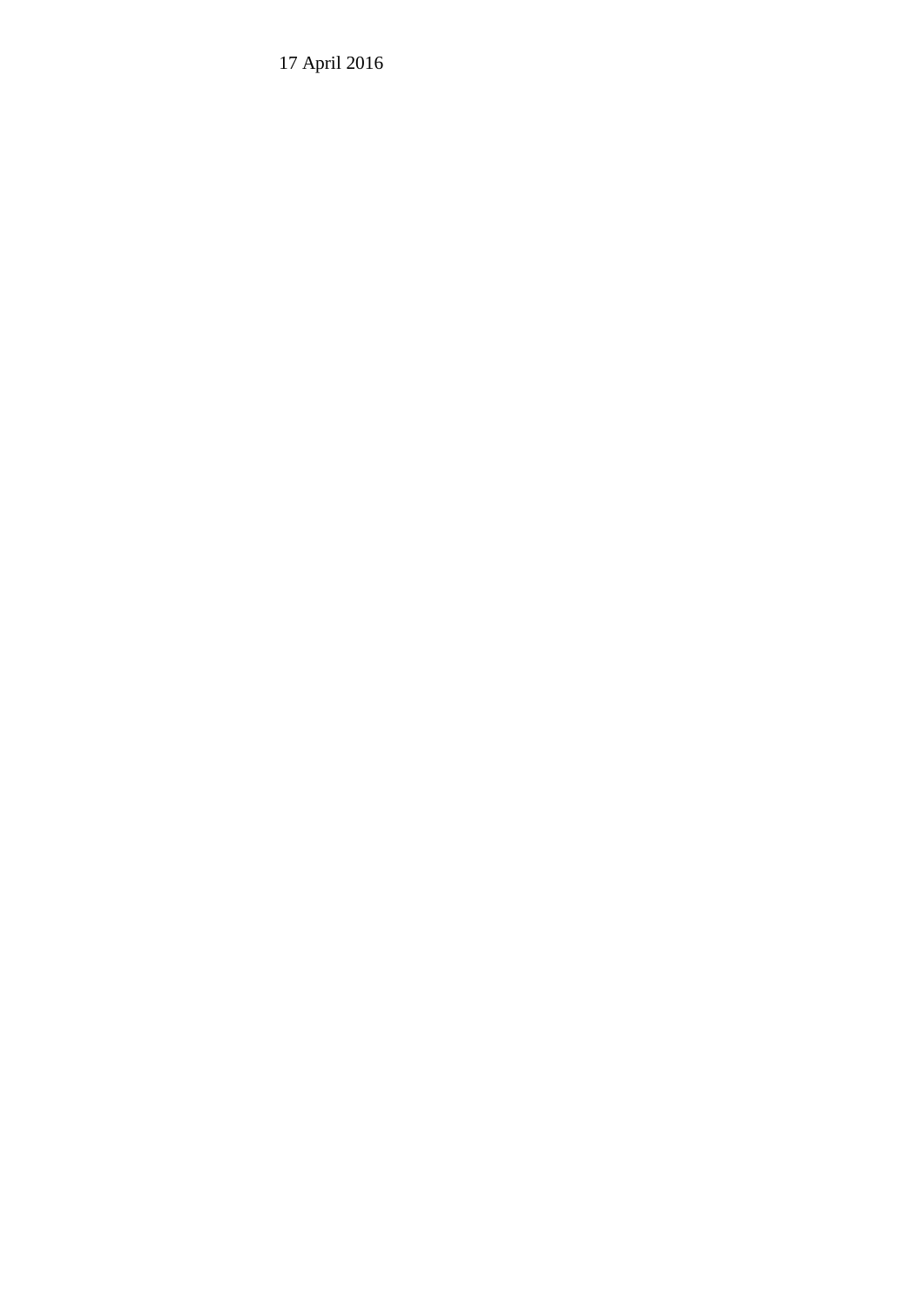17 April 2016